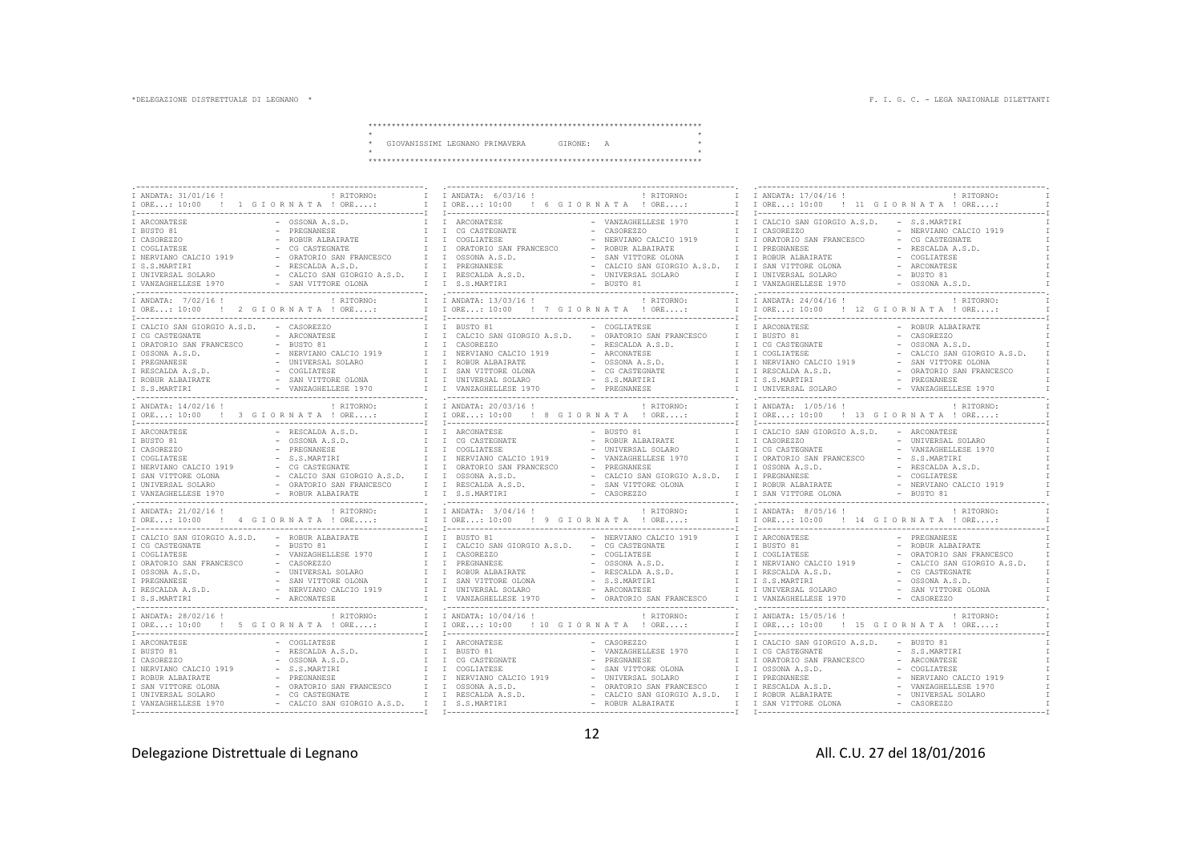# GIOVANISSIMI LEGNANO PRIMAVERA — GIRONE: A

## 1 GIORNATA — ANDATA: 31/01/16 — ORE...: 10:00

| Casa | Ospite |
|---|---|
| ARCONATESE | OSSONA A.S.D. |
| BUSTO 81 | PREGNANESE |
| CASOREZZO | ROBUR ALBAIRATE |
| COGLIATESE | CG CASTEGNATE |
| NERVIANO CALCIO 1919 | ORATORIO SAN FRANCESCO |
| S.S.MARTIRI | RESCALDA A.S.D. |
| UNIVERSAL SOLARO | CALCIO SAN GIORGIO A.S.D. |
| VANZAGHELLESE 1970 | SAN VITTORE OLONA |

## 2 GIORNATA — ANDATA: 7/02/16 — ORE...: 10:00

| Casa | Ospite |
|---|---|
| CALCIO SAN GIORGIO A.S.D. | CASOREZZO |
| CG CASTEGNATE | ARCONATESE |
| ORATORIO SAN FRANCESCO | BUSTO 81 |
| OSSONA A.S.D. | NERVIANO CALCIO 1919 |
| PREGNANESE | UNIVERSAL SOLARO |
| RESCALDA A.S.D. | COGLIATESE |
| ROBUR ALBAIRATE | SAN VITTORE OLONA |
| S.S.MARTIRI | VANZAGHELLESE 1970 |

## 3 GIORNATA — ANDATA: 14/02/16 — ORE...: 10:00

| Casa | Ospite |
|---|---|
| ARCONATESE | RESCALDA A.S.D. |
| BUSTO 81 | OSSONA A.S.D. |
| CASOREZZO | PREGNANESE |
| COGLIATESE | S.S.MARTIRI |
| NERVIANO CALCIO 1919 | CG CASTEGNATE |
| SAN VITTORE OLONA | CALCIO SAN GIORGIO A.S.D. |
| UNIVERSAL SOLARO | ORATORIO SAN FRANCESCO |
| VANZAGHELLESE 1970 | ROBUR ALBAIRATE |

## 4 GIORNATA — ANDATA: 21/02/16 — ORE...: 10:00

| Casa | Ospite |
|---|---|
| CALCIO SAN GIORGIO A.S.D. | ROBUR ALBAIRATE |
| CG CASTEGNATE | BUSTO 81 |
| COGLIATESE | VANZAGHELLESE 1970 |
| ORATORIO SAN FRANCESCO | CASOREZZO |
| OSSONA A.S.D. | UNIVERSAL SOLARO |
| PREGNANESE | SAN VITTORE OLONA |
| RESCALDA A.S.D. | NERVIANO CALCIO 1919 |
| S.S.MARTIRI | ARCONATESE |

## 5 GIORNATA — ANDATA: 28/02/16 — ORE...: 10:00

| Casa | Ospite |
|---|---|
| ARCONATESE | COGLIATESE |
| BUSTO 81 | RESCALDA A.S.D. |
| CASOREZZO | OSSONA A.S.D. |
| NERVIANO CALCIO 1919 | S.S.MARTIRI |
| ROBUR ALBAIRATE | PREGNANESE |
| SAN VITTORE OLONA | ORATORIO SAN FRANCESCO |
| UNIVERSAL SOLARO | CG CASTEGNATE |
| VANZAGHELLESE 1970 | CALCIO SAN GIORGIO A.S.D. |

## 6 GIORNATA — ANDATA: 6/03/16 — ORE...: 10:00

| Casa | Ospite |
|---|---|
| ARCONATESE | VANZAGHELLESE 1970 |
| CG CASTEGNATE | CASOREZZO |
| COGLIATESE | NERVIANO CALCIO 1919 |
| ORATORIO SAN FRANCESCO | ROBUR ALBAIRATE |
| OSSONA A.S.D. | SAN VITTORE OLONA |
| PREGNANESE | CALCIO SAN GIORGIO A.S.D. |
| RESCALDA A.S.D. | UNIVERSAL SOLARO |
| S.S.MARTIRI | BUSTO 81 |

## 7 GIORNATA — ANDATA: 13/03/16 — ORE...: 10:00

| Casa | Ospite |
|---|---|
| BUSTO 81 | COGLIATESE |
| CALCIO SAN GIORGIO A.S.D. | ORATORIO SAN FRANCESCO |
| CASOREZZO | RESCALDA A.S.D. |
| NERVIANO CALCIO 1919 | ARCONATESE |
| ROBUR ALBAIRATE | OSSONA A.S.D. |
| SAN VITTORE OLONA | CG CASTEGNATE |
| UNIVERSAL SOLARO | S.S.MARTIRI |
| VANZAGHELLESE 1970 | PREGNANESE |

## 8 GIORNATA — ANDATA: 20/03/16 — ORE...: 10:00

| Casa | Ospite |
|---|---|
| ARCONATESE | BUSTO 81 |
| CG CASTEGNATE | ROBUR ALBAIRATE |
| COGLIATESE | UNIVERSAL SOLARO |
| NERVIANO CALCIO 1919 | VANZAGHELLESE 1970 |
| ORATORIO SAN FRANCESCO | PREGNANESE |
| OSSONA A.S.D. | CALCIO SAN GIORGIO A.S.D. |
| RESCALDA A.S.D. | SAN VITTORE OLONA |
| S.S.MARTIRI | CASOREZZO |

## 9 GIORNATA — ANDATA: 3/04/16 — ORE...: 10:00

| Casa | Ospite |
|---|---|
| BUSTO 81 | NERVIANO CALCIO 1919 |
| CALCIO SAN GIORGIO A.S.D. | CG CASTEGNATE |
| CASOREZZO | COGLIATESE |
| PREGNANESE | OSSONA A.S.D. |
| ROBUR ALBAIRATE | RESCALDA A.S.D. |
| SAN VITTORE OLONA | S.S.MARTIRI |
| UNIVERSAL SOLARO | ARCONATESE |
| VANZAGHELLESE 1970 | ORATORIO SAN FRANCESCO |

## 10 GIORNATA — ANDATA: 10/04/16 — ORE...: 10:00

| Casa | Ospite |
|---|---|
| ARCONATESE | CASOREZZO |
| BUSTO 81 | VANZAGHELLESE 1970 |
| CG CASTEGNATE | PREGNANESE |
| COGLIATESE | SAN VITTORE OLONA |
| NERVIANO CALCIO 1919 | UNIVERSAL SOLARO |
| OSSONA A.S.D. | ORATORIO SAN FRANCESCO |
| RESCALDA A.S.D. | CALCIO SAN GIORGIO A.S.D. |
| S.S.MARTIRI | ROBUR ALBAIRATE |

## 11 GIORNATA — ANDATA: 17/04/16 — ORE...: 10:00

| Casa | Ospite |
|---|---|
| CALCIO SAN GIORGIO A.S.D. | S.S.MARTIRI |
| CASOREZZO | NERVIANO CALCIO 1919 |
| ORATORIO SAN FRANCESCO | CG CASTEGNATE |
| PREGNANESE | RESCALDA A.S.D. |
| ROBUR ALBAIRATE | COGLIATESE |
| SAN VITTORE OLONA | ARCONATESE |
| UNIVERSAL SOLARO | BUSTO 81 |
| VANZAGHELLESE 1970 | OSSONA A.S.D. |

## 12 GIORNATA — ANDATA: 24/04/16 — ORE...: 10:00

| Casa | Ospite |
|---|---|
| ARCONATESE | ROBUR ALBAIRATE |
| BUSTO 81 | CASOREZZO |
| CG CASTEGNATE | OSSONA A.S.D. |
| COGLIATESE | CALCIO SAN GIORGIO A.S.D. |
| NERVIANO CALCIO 1919 | SAN VITTORE OLONA |
| RESCALDA A.S.D. | ORATORIO SAN FRANCESCO |
| S.S.MARTIRI | PREGNANESE |
| UNIVERSAL SOLARO | VANZAGHELLESE 1970 |

## 13 GIORNATA — ANDATA: 1/05/16 — ORE...: 10:00

| Casa | Ospite |
|---|---|
| CALCIO SAN GIORGIO A.S.D. | ARCONATESE |
| CASOREZZO | UNIVERSAL SOLARO |
| CG CASTEGNATE | VANZAGHELLESE 1970 |
| ORATORIO SAN FRANCESCO | S.S.MARTIRI |
| OSSONA A.S.D. | RESCALDA A.S.D. |
| PREGNANESE | COGLIATESE |
| ROBUR ALBAIRATE | NERVIANO CALCIO 1919 |
| SAN VITTORE OLONA | BUSTO 81 |

## 14 GIORNATA — ANDATA: 8/05/16 — ORE...: 10:00

| Casa | Ospite |
|---|---|
| ARCONATESE | PREGNANESE |
| BUSTO 81 | ROBUR ALBAIRATE |
| COGLIATESE | ORATORIO SAN FRANCESCO |
| NERVIANO CALCIO 1919 | CALCIO SAN GIORGIO A.S.D. |
| RESCALDA A.S.D. | CG CASTEGNATE |
| S.S.MARTIRI | OSSONA A.S.D. |
| UNIVERSAL SOLARO | SAN VITTORE OLONA |
| VANZAGHELLESE 1970 | CASOREZZO |

## 15 GIORNATA — ANDATA: 15/05/16 — ORE...: 10:00

| Casa | Ospite |
|---|---|
| CALCIO SAN GIORGIO A.S.D. | BUSTO 81 |
| CG CASTEGNATE | S.S.MARTIRI |
| ORATORIO SAN FRANCESCO | ARCONATESE |
| OSSONA A.S.D. | COGLIATESE |
| PREGNANESE | NERVIANO CALCIO 1919 |
| RESCALDA A.S.D. | VANZAGHELLESE 1970 |
| ROBUR ALBAIRATE | UNIVERSAL SOLARO |
| SAN VITTORE OLONA | CASOREZZO |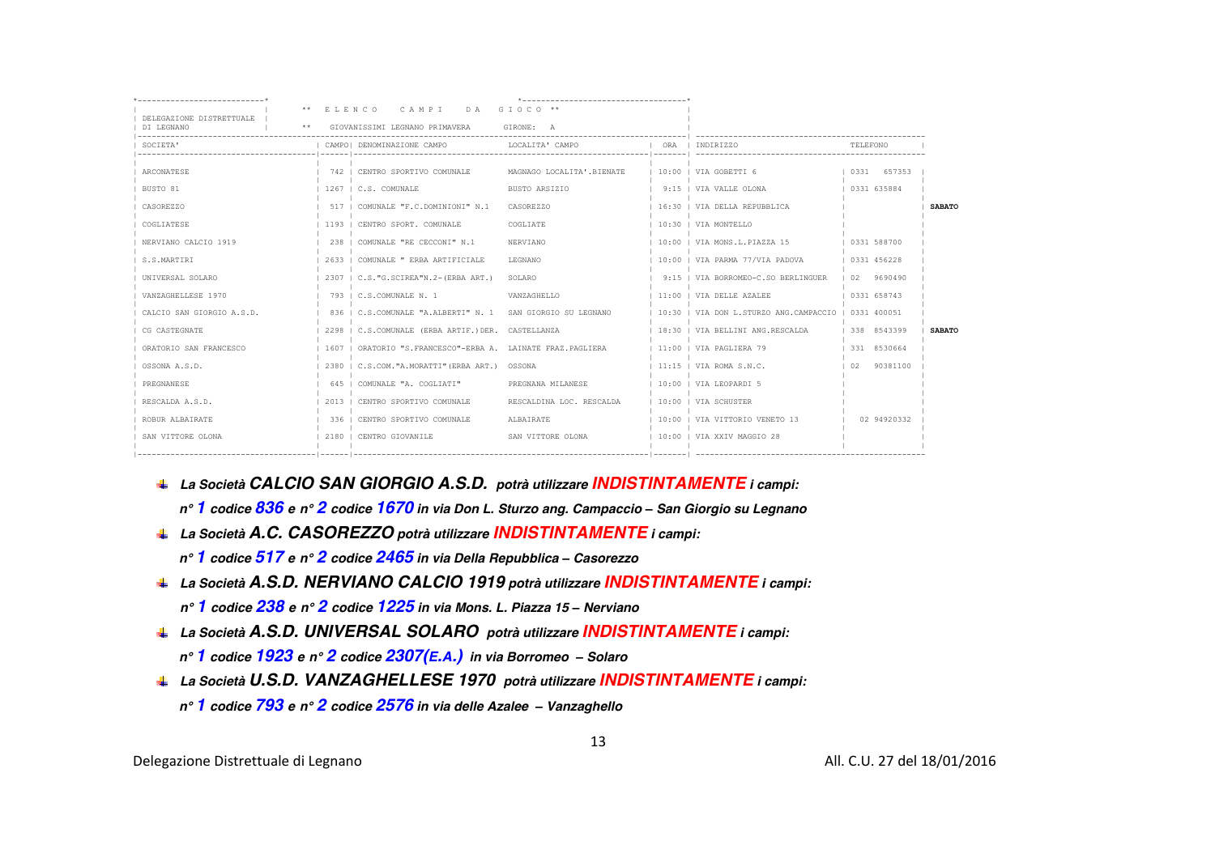| DELEGAZIONE DISTRETTUALE DI LEGNANO | ** ELENCO CAMPI DA GIOCO ** | | | | | | |
|---|---|---|---|---|---|---|---|
| | ** GIOVANISSIMI LEGNANO PRIMAVERA | | GIRONE: A | | | | |
| **SOCIETA'** | **CAMPO** | **DENOMINAZIONE CAMPO** | **LOCALITA' CAMPO** | **ORA** | **INDIRIZZO** | **TELEFONO** | |
| ARCONATESE | 742 | CENTRO SPORTIVO COMUNALE | MAGNAGO LOCALITA'.BIENATE | 10:00 | VIA GOBETTI 6 | 0331 657353 | |
| BUSTO 81 | 1267 | C.S. COMUNALE | BUSTO ARSIZIO | 9:15 | VIA VALLE OLONA | 0331 635884 | |
| CASOREZZO | 517 | COMUNALE "F.C.DOMINIONI" N.1 | CASOREZZO | 16:30 | VIA DELLA REPUBBLICA | | **SABATO** |
| COGLIATESE | 1193 | CENTRO SPORT. COMUNALE | COGLIATE | 10:30 | VIA MONTELLO | | |
| NERVIANO CALCIO 1919 | 238 | COMUNALE "RE CECCONI" N.1 | NERVIANO | 10:00 | VIA MONS.L.PIAZZA 15 | 0331 588700 | |
| S.S.MARTIRI | 2633 | COMUNALE " ERBA ARTIFICIALE | LEGNANO | 10:00 | VIA PARMA 77/VIA PADOVA | 0331 456228 | |
| UNIVERSAL SOLARO | 2307 | C.S."G.SCIREA"N.2-(ERBA ART.) | SOLARO | 9:15 | VIA BORROMEO-C.SO BERLINGUER | 02 9690490 | |
| VANZAGHELLESE 1970 | 793 | C.S.COMUNALE N. 1 | VANZAGHELLO | 11:00 | VIA DELLE AZALEE | 0331 658743 | |
| CALCIO SAN GIORGIO A.S.D. | 836 | C.S.COMUNALE "A.ALBERTI" N. 1 | SAN GIORGIO SU LEGNANO | 10:30 | VIA DON L.STURZO ANG.CAMPACCIO | 0331 400051 | |
| CG CASTEGNATE | 2298 | C.S.COMUNALE (ERBA ARTIF.)DER. | CASTELLANZA | 18:30 | VIA BELLINI ANG.RESCALDA | 338 8543399 | **SABATO** |
| ORATORIO SAN FRANCESCO | 1607 | ORATORIO "S.FRANCESCO"-ERBA A. | LAINATE FRAZ.PAGLIERA | 11:00 | VIA PAGLIERA 79 | 331 8530664 | |
| OSSONA A.S.D. | 2380 | C.S.COM."A.MORATTI"(ERBA ART.) | OSSONA | 11:15 | VIA ROMA S.N.C. | 02 90381100 | |
| PREGNANESE | 645 | COMUNALE "A. COGLIATI" | PREGNANA MILANESE | 10:00 | VIA LEOPARDI 5 | | |
| RESCALDA A.S.D. | 2013 | CENTRO SPORTIVO COMUNALE | RESCALDINA LOC. RESCALDA | 10:00 | VIA SCHUSTER | | |
| ROBUR ALBAIRATE | 336 | CENTRO SPORTIVO COMUNALE | ALBAIRATE | 10:00 | VIA VITTORIO VENETO 13 | 02 94920332 | |
| SAN VITTORE OLONA | 2180 | CENTRO GIOVANILE | SAN VITTORE OLONA | 10:00 | VIA XXIV MAGGIO 28 | | |

- ***La Società CALCIO SAN GIORGIO A.S.D. potrà utilizzare INDISTINTAMENTE i campi:***
  ***n° 1 codice 836 e n° 2 codice 1670 in via Don L. Sturzo ang. Campaccio – San Giorgio su Legnano***
- ***La Società A.C. CASOREZZO potrà utilizzare INDISTINTAMENTE i campi:***
  ***n° 1 codice 517 e n° 2 codice 2465 in via Della Repubblica – Casorezzo***
- ***La Società A.S.D. NERVIANO CALCIO 1919 potrà utilizzare INDISTINTAMENTE i campi:***
  ***n° 1 codice 238 e n° 2 codice 1225 in via Mons. L. Piazza 15 – Nerviano***
- ***La Società A.S.D. UNIVERSAL SOLARO potrà utilizzare INDISTINTAMENTE i campi:***
  ***n° 1 codice 1923 e n° 2 codice 2307(E.A.) in via Borromeo – Solaro***
- ***La Società U.S.D. VANZAGHELLESE 1970 potrà utilizzare INDISTINTAMENTE i campi:***
  ***n° 1 codice 793 e n° 2 codice 2576 in via delle Azalee – Vanzaghello***